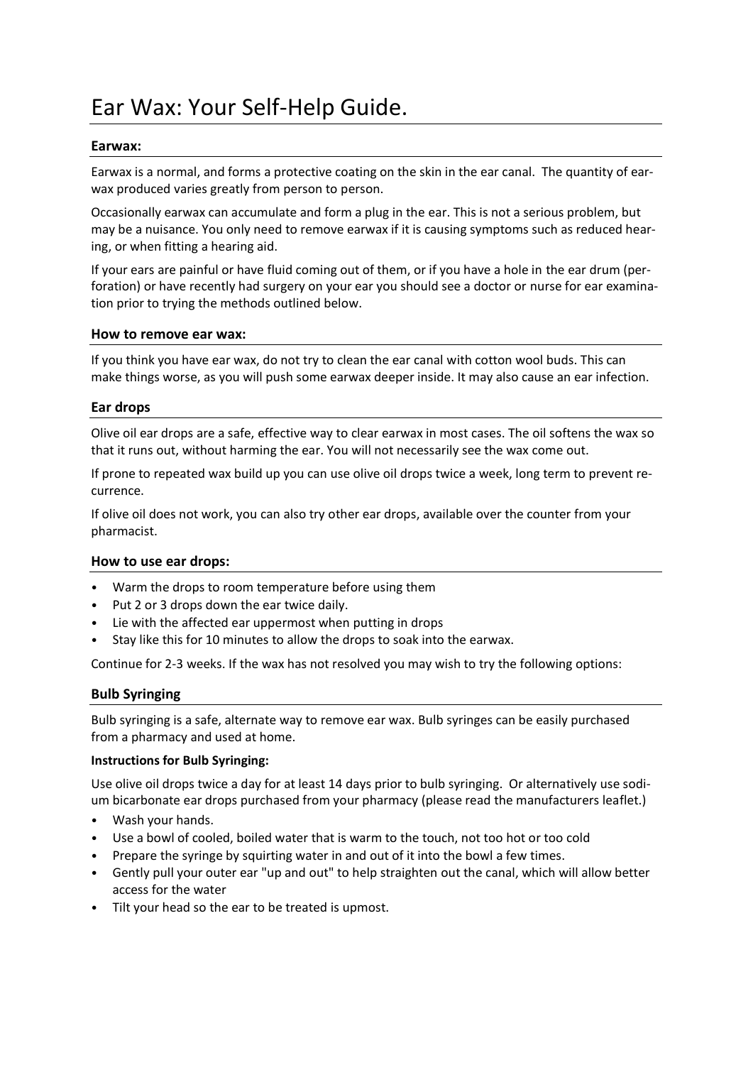# Ear Wax: Your Self-Help Guide.

## Earwax:

Earwax is a normal, and forms a protective coating on the skin in the ear canal. The quantity of earwax produced varies greatly from person to person.

Occasionally earwax can accumulate and form a plug in the ear. This is not a serious problem, but may be a nuisance. You only need to remove earwax if it is causing symptoms such as reduced hearing, or when fitting a hearing aid.

If your ears are painful or have fluid coming out of them, or if you have a hole in the ear drum (perforation) or have recently had surgery on your ear you should see a doctor or nurse for ear examination prior to trying the methods outlined below.

## How to remove ear wax:

If you think you have ear wax, do not try to clean the ear canal with cotton wool buds. This can make things worse, as you will push some earwax deeper inside. It may also cause an ear infection.

## Ear drops

Olive oil ear drops are a safe, effective way to clear earwax in most cases. The oil softens the wax so that it runs out, without harming the ear. You will not necessarily see the wax come out.

If prone to repeated wax build up you can use olive oil drops twice a week, long term to prevent recurrence.

If olive oil does not work, you can also try other ear drops, available over the counter from your pharmacist.

## How to use ear drops:

- Warm the drops to room temperature before using them
- Put 2 or 3 drops down the ear twice daily.
- Lie with the affected ear uppermost when putting in drops
- Stay like this for 10 minutes to allow the drops to soak into the earwax.

Continue for 2-3 weeks. If the wax has not resolved you may wish to try the following options:

## Bulb Syringing

Bulb syringing is a safe, alternate way to remove ear wax. Bulb syringes can be easily purchased from a pharmacy and used at home.

**Instructions for Bulb Syringing:**

Use olive oil drops twice a day for at least 14 days prior to bulb syringing. Or alternatively use sodium bicarbonate ear drops purchased from your pharmacy (please read the manufacturers leaflet.)

- Wash your hands.
- Use a bowl of cooled, boiled water that is warm to the touch, not too hot or too cold
- Prepare the syringe by squirting water in and out of it into the bowl a few times.
- Gently pull your outer ear "up and out" to help straighten out the canal, which will allow better access for the water
- Tilt your head so the ear to be treated is upmost.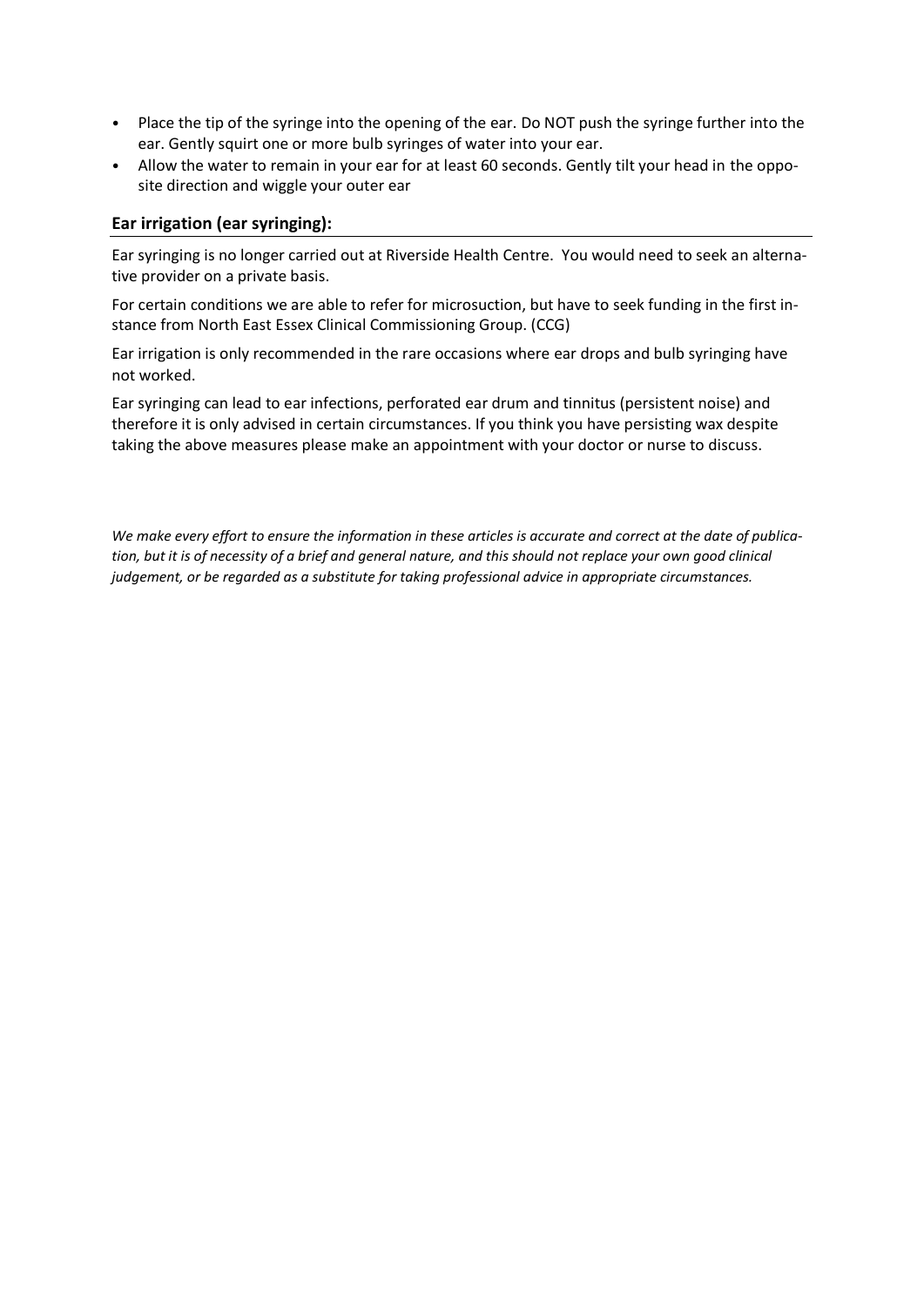- Place the tip of the syringe into the opening of the ear. Do NOT push the syringe further into the ear. Gently squirt one or more bulb syringes of water into your ear.
- Allow the water to remain in your ear for at least 60 seconds. Gently tilt your head in the opposite direction and wiggle your outer ear

## Ear irrigation (ear syringing):

Ear syringing is no longer carried out at Riverside Health Centre. You would need to seek an alternative provider on a private basis.

For certain conditions we are able to refer for microsuction, but have to seek funding in the first instance from North East Essex Clinical Commissioning Group. (CCG)

Ear irrigation is only recommended in the rare occasions where ear drops and bulb syringing have not worked.

Ear syringing can lead to ear infections, perforated ear drum and tinnitus (persistent noise) and therefore it is only advised in certain circumstances. If you think you have persisting wax despite taking the above measures please make an appointment with your doctor or nurse to discuss.

*We make every effort to ensure the information in these articles is accurate and correct at the date of publication, but it is of necessity of a brief and general nature, and this should not replace your own good clinical judgement, or be regarded as a substitute for taking professional advice in appropriate circumstances.*